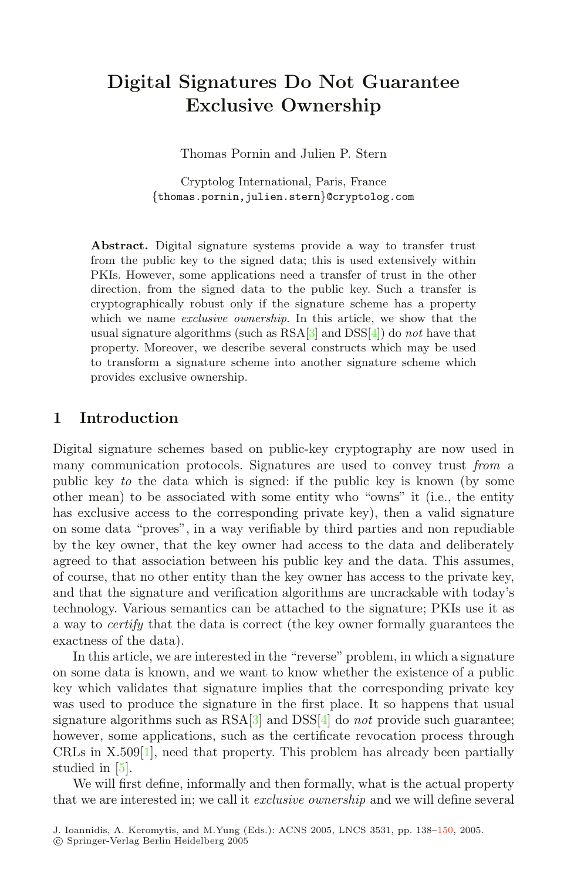# Digital Signatures Do Not Guarantee Exclusive Ownership

Thomas Pornin and Julien P. Stern

Cryptolog International, Paris, France
{thomas.pornin,julien.stern}@cryptolog.com

**Abstract.** Digital signature systems provide a way to transfer trust from the public key to the signed data; this is used extensively within PKIs. However, some applications need a transfer of trust in the other direction, from the signed data to the public key. Such a transfer is cryptographically robust only if the signature scheme has a property which we name *exclusive ownership*. In this article, we show that the usual signature algorithms (such as RSA[3] and DSS[4]) do *not* have that property. Moreover, we describe several constructs which may be used to transform a signature scheme into another signature scheme which provides exclusive ownership.

## 1 Introduction

Digital signature schemes based on public-key cryptography are now used in many communication protocols. Signatures are used to convey trust *from* a public key *to* the data which is signed: if the public key is known (by some other mean) to be associated with some entity who "owns" it (i.e., the entity has exclusive access to the corresponding private key), then a valid signature on some data "proves", in a way verifiable by third parties and non repudiable by the key owner, that the key owner had access to the data and deliberately agreed to that association between his public key and the data. This assumes, of course, that no other entity than the key owner has access to the private key, and that the signature and verification algorithms are uncrackable with today's technology. Various semantics can be attached to the signature; PKIs use it as a way to *certify* that the data is correct (the key owner formally guarantees the exactness of the data).

In this article, we are interested in the "reverse" problem, in which a signature on some data is known, and we want to know whether the existence of a public key which validates that signature implies that the corresponding private key was used to produce the signature in the first place. It so happens that usual signature algorithms such as RSA[3] and DSS[4] do *not* provide such guarantee; however, some applications, such as the certificate revocation process through CRLs in X.509[1], need that property. This problem has already been partially studied in [5].

We will first define, informally and then formally, what is the actual property that we are interested in; we call it *exclusive ownership* and we will define several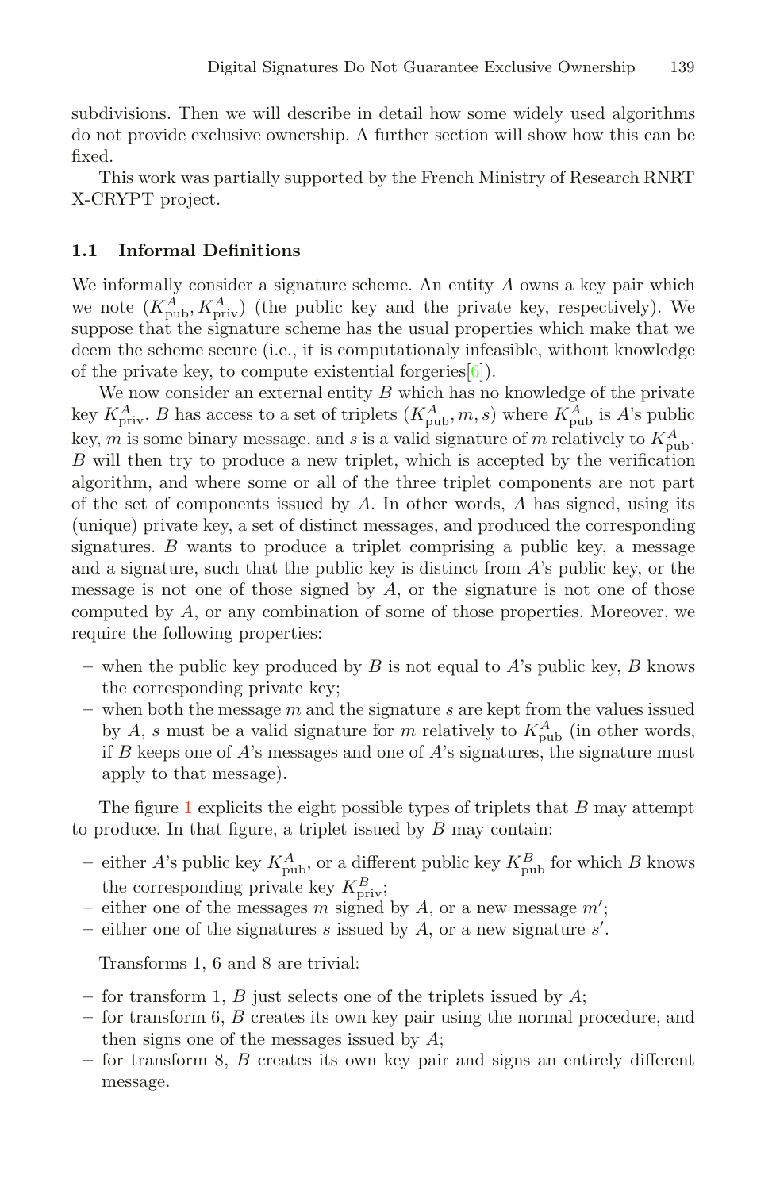subdivisions. Then we will describe in detail how some widely used algorithms do not provide exclusive ownership. A further section will show how this can be fixed.

This work was partially supported by the French Ministry of Research RNRT X-CRYPT project.

### 1.1 Informal Definitions

We informally consider a signature scheme. An entity $A$ owns a key pair which we note $(K^A_{\mathrm{pub}}, K^A_{\mathrm{priv}})$ (the public key and the private key, respectively). We suppose that the signature scheme has the usual properties which make that we deem the scheme secure (i.e., it is computationaly infeasible, without knowledge of the private key, to compute existential forgeries[6]).

We now consider an external entity $B$ which has no knowledge of the private key $K^A_{\mathrm{priv}}$. $B$ has access to a set of triplets $(K^A_{\mathrm{pub}}, m, s)$ where $K^A_{\mathrm{pub}}$ is $A$'s public key, $m$ is some binary message, and $s$ is a valid signature of $m$ relatively to $K^A_{\mathrm{pub}}$. $B$ will then try to produce a new triplet, which is accepted by the verification algorithm, and where some or all of the three triplet components are not part of the set of components issued by $A$. In other words, $A$ has signed, using its (unique) private key, a set of distinct messages, and produced the corresponding signatures. $B$ wants to produce a triplet comprising a public key, a message and a signature, such that the public key is distinct from $A$'s public key, or the message is not one of those signed by $A$, or the signature is not one of those computed by $A$, or any combination of some of those properties. Moreover, we require the following properties:

- when the public key produced by $B$ is not equal to $A$'s public key, $B$ knows the corresponding private key;
- when both the message $m$ and the signature $s$ are kept from the values issued by $A$, $s$ must be a valid signature for $m$ relatively to $K^A_{\mathrm{pub}}$ (in other words, if $B$ keeps one of $A$'s messages and one of $A$'s signatures, the signature must apply to that message).

The figure 1 explicits the eight possible types of triplets that $B$ may attempt to produce. In that figure, a triplet issued by $B$ may contain:

- either $A$'s public key $K^A_{\mathrm{pub}}$, or a different public key $K^B_{\mathrm{pub}}$ for which $B$ knows the corresponding private key $K^B_{\mathrm{priv}}$;
- either one of the messages $m$ signed by $A$, or a new message $m'$;
- either one of the signatures $s$ issued by $A$, or a new signature $s'$.

Transforms 1, 6 and 8 are trivial:

- for transform 1, $B$ just selects one of the triplets issued by $A$;
- for transform 6, $B$ creates its own key pair using the normal procedure, and then signs one of the messages issued by $A$;
- for transform 8, $B$ creates its own key pair and signs an entirely different message.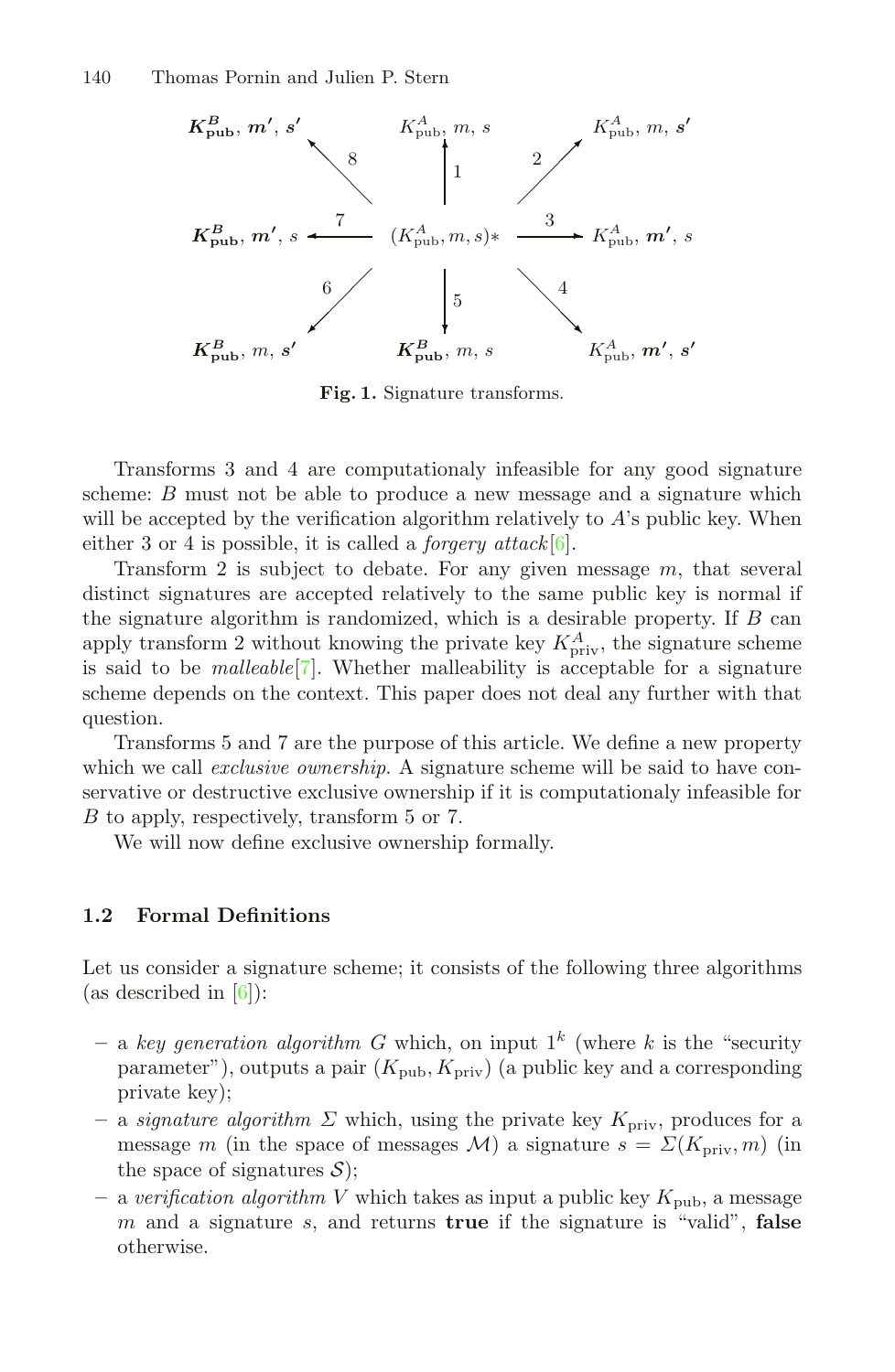$$
\begin{array}{ccccc}
\boldsymbol{K^B_{\mathrm{pub}}},\ \boldsymbol{m'},\ \boldsymbol{s'} & & K^A_{\mathrm{pub}},\ m,\ s & & K^A_{\mathrm{pub}},\ m,\ \boldsymbol{s'} \\
& \nwarrow^{8} & \uparrow^{1} & \nearrow^{2} & \\
\boldsymbol{K^B_{\mathrm{pub}}},\ \boldsymbol{m'},\ s & \xleftarrow{7} & (K^A_{\mathrm{pub}}, m, s)* & \xrightarrow{3} & K^A_{\mathrm{pub}},\ \boldsymbol{m'},\ s \\
& \swarrow^{6} & \downarrow^{5} & \searrow^{4} & \\
\boldsymbol{K^B_{\mathrm{pub}}},\ m,\ \boldsymbol{s'} & & \boldsymbol{K^B_{\mathrm{pub}}},\ m,\ s & & K^A_{\mathrm{pub}},\ \boldsymbol{m'},\ \boldsymbol{s'}
\end{array}
$$

**Fig. 1.** Signature transforms.

Transforms 3 and 4 are computationaly infeasible for any good signature scheme: $B$ must not be able to produce a new message and a signature which will be accepted by the verification algorithm relatively to $A$'s public key. When either 3 or 4 is possible, it is called a *forgery attack*[6].

Transform 2 is subject to debate. For any given message $m$, that several distinct signatures are accepted relatively to the same public key is normal if the signature algorithm is randomized, which is a desirable property. If $B$ can apply transform 2 without knowing the private key $K^A_{\mathrm{priv}}$, the signature scheme is said to be *malleable*[7]. Whether malleability is acceptable for a signature scheme depends on the context. This paper does not deal any further with that question.

Transforms 5 and 7 are the purpose of this article. We define a new property which we call *exclusive ownership*. A signature scheme will be said to have conservative or destructive exclusive ownership if it is computationaly infeasible for $B$ to apply, respectively, transform 5 or 7.

We will now define exclusive ownership formally.

### 1.2 Formal Definitions

Let us consider a signature scheme; it consists of the following three algorithms (as described in [6]):

- a *key generation algorithm* $G$ which, on input $1^k$ (where $k$ is the "security parameter"), outputs a pair $(K_{\mathrm{pub}}, K_{\mathrm{priv}})$ (a public key and a corresponding private key);
- a *signature algorithm* $\Sigma$ which, using the private key $K_{\mathrm{priv}}$, produces for a message $m$ (in the space of messages $\mathcal{M}$) a signature $s = \Sigma(K_{\mathrm{priv}}, m)$ (in the space of signatures $\mathcal{S}$);
- a *verification algorithm* $V$ which takes as input a public key $K_{\mathrm{pub}}$, a message $m$ and a signature $s$, and returns **true** if the signature is "valid", **false** otherwise.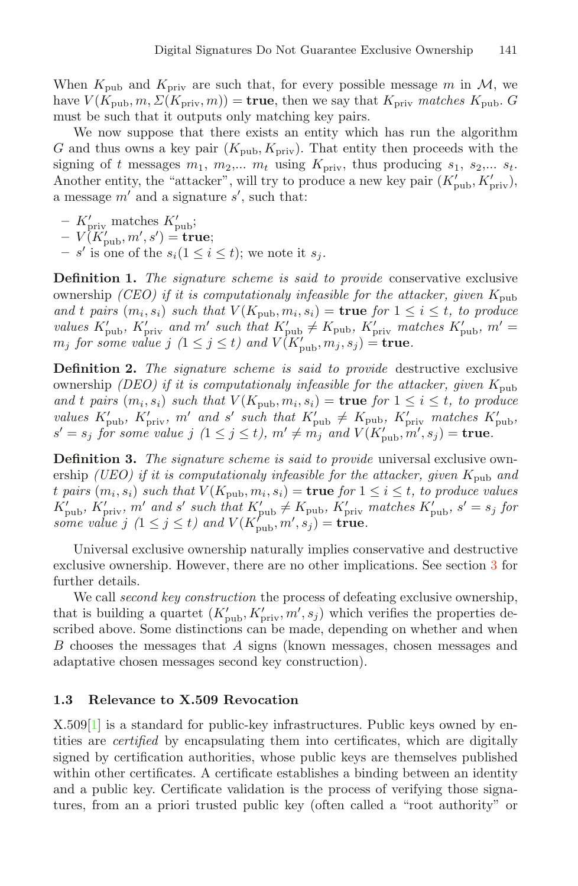When $K_{\text{pub}}$ and $K_{\text{priv}}$ are such that, for every possible message $m$ in $\mathcal{M}$, we have $V(K_{\text{pub}}, m, \Sigma(K_{\text{priv}}, m)) = \textbf{true}$, then we say that $K_{\text{priv}}$ *matches* $K_{\text{pub}}$. $G$ must be such that it outputs only matching key pairs.

We now suppose that there exists an entity which has run the algorithm $G$ and thus owns a key pair $(K_{\text{pub}}, K_{\text{priv}})$. That entity then proceeds with the signing of $t$ messages $m_1$, $m_2$,... $m_t$ using $K_{\text{priv}}$, thus producing $s_1$, $s_2$,... $s_t$. Another entity, the "attacker", will try to produce a new key pair $(K'_{\text{pub}}, K'_{\text{priv}})$, a message $m'$ and a signature $s'$, such that:

- $K'_{\text{priv}}$ matches $K'_{\text{pub}}$;
- $V(K'_{\text{pub}}, m', s') = \textbf{true}$;
- $s'$ is one of the $s_i (1 \le i \le t)$; we note it $s_j$.

**Definition 1.** *The signature scheme is said to provide* conservative exclusive ownership *(CEO) if it is computationaly infeasible for the attacker, given $K_{\text{pub}}$ and $t$ pairs $(m_i, s_i)$ such that $V(K_{\text{pub}}, m_i, s_i) = \textbf{true}$ for $1 \le i \le t$, to produce values $K'_{\text{pub}}$, $K'_{\text{priv}}$ and $m'$ such that $K'_{\text{pub}} \neq K_{\text{pub}}$, $K'_{\text{priv}}$ matches $K'_{\text{pub}}$, $m' = m_j$ for some value $j$ $(1 \le j \le t)$ and $V(K'_{\text{pub}}, m_j, s_j) = \textbf{true}$.*

**Definition 2.** *The signature scheme is said to provide* destructive exclusive ownership *(DEO) if it is computationaly infeasible for the attacker, given $K_{\text{pub}}$ and $t$ pairs $(m_i, s_i)$ such that $V(K_{\text{pub}}, m_i, s_i) = \textbf{true}$ for $1 \le i \le t$, to produce values $K'_{\text{pub}}$, $K'_{\text{priv}}$, $m'$ and $s'$ such that $K'_{\text{pub}} \neq K_{\text{pub}}$, $K'_{\text{priv}}$ matches $K'_{\text{pub}}$, $s' = s_j$ for some value $j$ $(1 \le j \le t)$, $m' \neq m_j$ and $V(K'_{\text{pub}}, m', s_j) = \textbf{true}$.*

**Definition 3.** *The signature scheme is said to provide* universal exclusive ownership *(UEO) if it is computationaly infeasible for the attacker, given $K_{\text{pub}}$ and $t$ pairs $(m_i, s_i)$ such that $V(K_{\text{pub}}, m_i, s_i) = \textbf{true}$ for $1 \le i \le t$, to produce values $K'_{\text{pub}}$, $K'_{\text{priv}}$, $m'$ and $s'$ such that $K'_{\text{pub}} \neq K_{\text{pub}}$, $K'_{\text{priv}}$ matches $K'_{\text{pub}}$, $s' = s_j$ for some value $j$ $(1 \le j \le t)$ and $V(K'_{\text{pub}}, m', s_j) = \textbf{true}$.*

Universal exclusive ownership naturally implies conservative and destructive exclusive ownership. However, there are no other implications. See section 3 for further details.

We call *second key construction* the process of defeating exclusive ownership, that is building a quartet $(K'_{\text{pub}}, K'_{\text{priv}}, m', s_j)$ which verifies the properties described above. Some distinctions can be made, depending on whether and when $B$ chooses the messages that $A$ signs (known messages, chosen messages and adaptative chosen messages second key construction).

### 1.3 Relevance to X.509 Revocation

X.509[1] is a standard for public-key infrastructures. Public keys owned by entities are *certified* by encapsulating them into certificates, which are digitally signed by certification authorities, whose public keys are themselves published within other certificates. A certificate establishes a binding between an identity and a public key. Certificate validation is the process of verifying those signatures, from an a priori trusted public key (often called a "root authority" or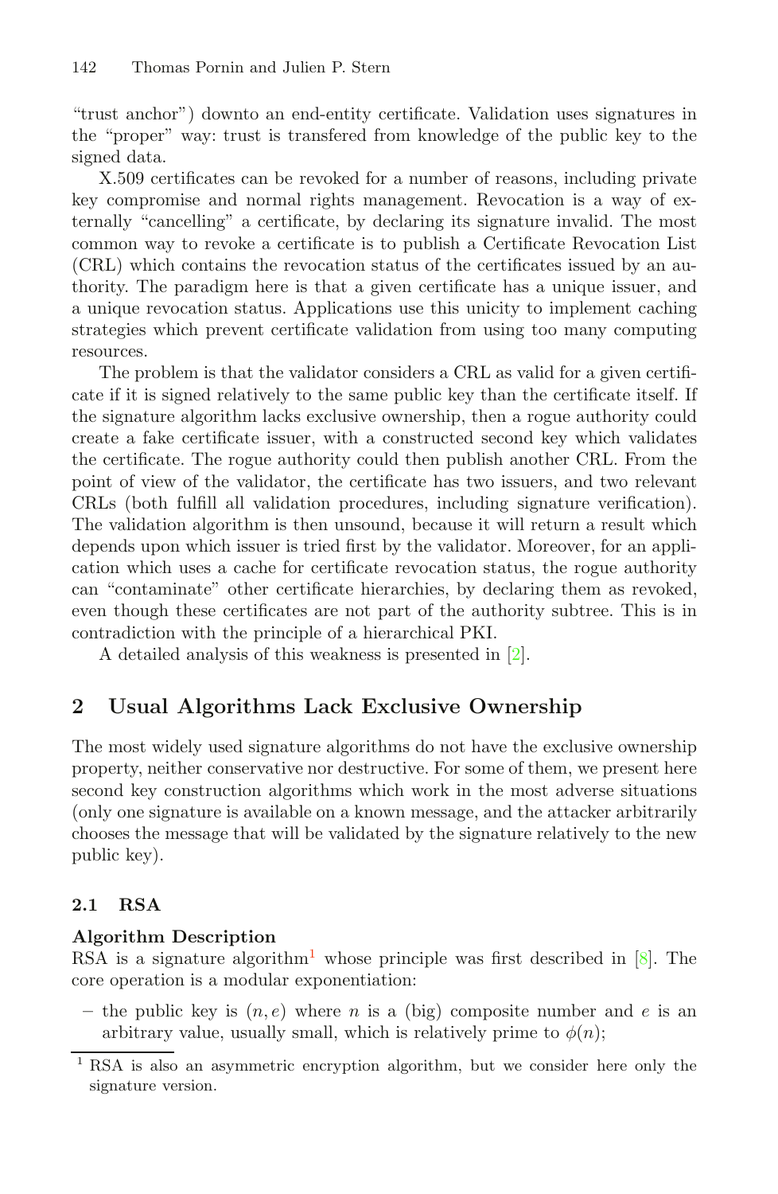"trust anchor") downto an end-entity certificate. Validation uses signatures in the "proper" way: trust is transfered from knowledge of the public key to the signed data.

X.509 certificates can be revoked for a number of reasons, including private key compromise and normal rights management. Revocation is a way of externally "cancelling" a certificate, by declaring its signature invalid. The most common way to revoke a certificate is to publish a Certificate Revocation List (CRL) which contains the revocation status of the certificates issued by an authority. The paradigm here is that a given certificate has a unique issuer, and a unique revocation status. Applications use this unicity to implement caching strategies which prevent certificate validation from using too many computing resources.

The problem is that the validator considers a CRL as valid for a given certificate if it is signed relatively to the same public key than the certificate itself. If the signature algorithm lacks exclusive ownership, then a rogue authority could create a fake certificate issuer, with a constructed second key which validates the certificate. The rogue authority could then publish another CRL. From the point of view of the validator, the certificate has two issuers, and two relevant CRLs (both fulfill all validation procedures, including signature verification). The validation algorithm is then unsound, because it will return a result which depends upon which issuer is tried first by the validator. Moreover, for an application which uses a cache for certificate revocation status, the rogue authority can "contaminate" other certificate hierarchies, by declaring them as revoked, even though these certificates are not part of the authority subtree. This is in contradiction with the principle of a hierarchical PKI.

A detailed analysis of this weakness is presented in [2].

## 2 Usual Algorithms Lack Exclusive Ownership

The most widely used signature algorithms do not have the exclusive ownership property, neither conservative nor destructive. For some of them, we present here second key construction algorithms which work in the most adverse situations (only one signature is available on a known message, and the attacker arbitrarily chooses the message that will be validated by the signature relatively to the new public key).

### 2.1 RSA

**Algorithm Description**

RSA is a signature algorithm[1] whose principle was first described in [8]. The core operation is a modular exponentiation:

- the public key is $(n, e)$ where $n$ is a (big) composite number and $e$ is an arbitrary value, usually small, which is relatively prime to $\phi(n)$;

[1] RSA is also an asymmetric encryption algorithm, but we consider here only the signature version.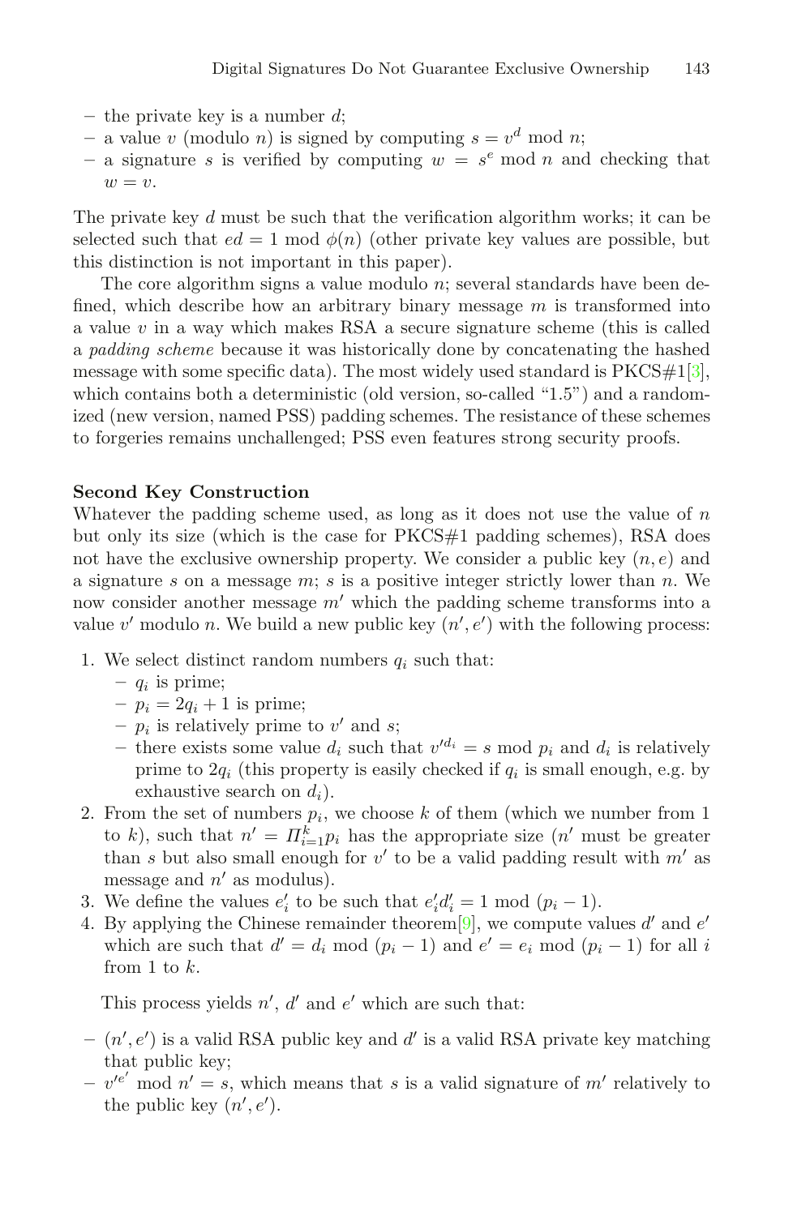- the private key is a number $d$;
- a value $v$ (modulo $n$) is signed by computing $s = v^d \bmod n$;
- a signature $s$ is verified by computing $w = s^e \bmod n$ and checking that $w = v$.

The private key $d$ must be such that the verification algorithm works; it can be selected such that $ed = 1 \bmod \phi(n)$ (other private key values are possible, but this distinction is not important in this paper).

The core algorithm signs a value modulo $n$; several standards have been defined, which describe how an arbitrary binary message $m$ is transformed into a value $v$ in a way which makes RSA a secure signature scheme (this is called a *padding scheme* because it was historically done by concatenating the hashed message with some specific data). The most widely used standard is PKCS#1[3], which contains both a deterministic (old version, so-called "1.5") and a randomized (new version, named PSS) padding schemes. The resistance of these schemes to forgeries remains unchallenged; PSS even features strong security proofs.

**Second Key Construction**

Whatever the padding scheme used, as long as it does not use the value of $n$ but only its size (which is the case for PKCS#1 padding schemes), RSA does not have the exclusive ownership property. We consider a public key $(n, e)$ and a signature $s$ on a message $m$; $s$ is a positive integer strictly lower than $n$. We now consider another message $m'$ which the padding scheme transforms into a value $v'$ modulo $n$. We build a new public key $(n', e')$ with the following process:

1. We select distinct random numbers $q_i$ such that:
   - $q_i$ is prime;
   - $p_i = 2q_i + 1$ is prime;
   - $p_i$ is relatively prime to $v'$ and $s$;
   - there exists some value $d_i$ such that $v'^{d_i} = s \bmod p_i$ and $d_i$ is relatively prime to $2q_i$ (this property is easily checked if $q_i$ is small enough, e.g. by exhaustive search on $d_i$).
2. From the set of numbers $p_i$, we choose $k$ of them (which we number from 1 to $k$), such that $n' = \Pi_{i=1}^{k} p_i$ has the appropriate size ($n'$ must be greater than $s$ but also small enough for $v'$ to be a valid padding result with $m'$ as message and $n'$ as modulus).
3. We define the values $e'_i$ to be such that $e'_i d'_i = 1 \bmod (p_i - 1)$.
4. By applying the Chinese remainder theorem[9], we compute values $d'$ and $e'$ which are such that $d' = d_i \bmod (p_i - 1)$ and $e' = e_i \bmod (p_i - 1)$ for all $i$ from 1 to $k$.

This process yields $n'$, $d'$ and $e'$ which are such that:

- $(n', e')$ is a valid RSA public key and $d'$ is a valid RSA private key matching that public key;
- $v'^{e'} \bmod n' = s$, which means that $s$ is a valid signature of $m'$ relatively to the public key $(n', e')$.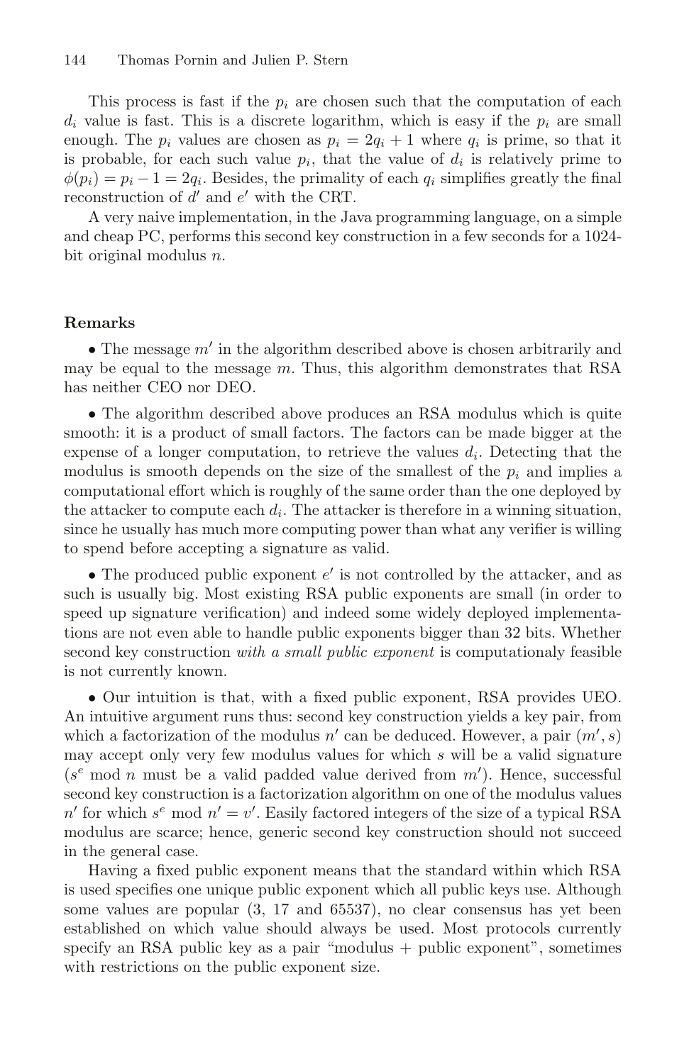This process is fast if the $p_i$ are chosen such that the computation of each $d_i$ value is fast. This is a discrete logarithm, which is easy if the $p_i$ are small enough. The $p_i$ values are chosen as $p_i = 2q_i + 1$ where $q_i$ is prime, so that it is probable, for each such value $p_i$, that the value of $d_i$ is relatively prime to $\phi(p_i) = p_i - 1 = 2q_i$. Besides, the primality of each $q_i$ simplifies greatly the final reconstruction of $d'$ and $e'$ with the CRT.

A very naive implementation, in the Java programming language, on a simple and cheap PC, performs this second key construction in a few seconds for a 1024-bit original modulus $n$.

**Remarks**

- The message $m'$ in the algorithm described above is chosen arbitrarily and may be equal to the message $m$. Thus, this algorithm demonstrates that RSA has neither CEO nor DEO.

- The algorithm described above produces an RSA modulus which is quite smooth: it is a product of small factors. The factors can be made bigger at the expense of a longer computation, to retrieve the values $d_i$. Detecting that the modulus is smooth depends on the size of the smallest of the $p_i$ and implies a computational effort which is roughly of the same order than the one deployed by the attacker to compute each $d_i$. The attacker is therefore in a winning situation, since he usually has much more computing power than what any verifier is willing to spend before accepting a signature as valid.

- The produced public exponent $e'$ is not controlled by the attacker, and as such is usually big. Most existing RSA public exponents are small (in order to speed up signature verification) and indeed some widely deployed implementations are not even able to handle public exponents bigger than 32 bits. Whether second key construction *with a small public exponent* is computationaly feasible is not currently known.

- Our intuition is that, with a fixed public exponent, RSA provides UEO. An intuitive argument runs thus: second key construction yields a key pair, from which a factorization of the modulus $n'$ can be deduced. However, a pair $(m', s)$ may accept only very few modulus values for which $s$ will be a valid signature ($s^e \bmod n$ must be a valid padded value derived from $m'$). Hence, successful second key construction is a factorization algorithm on one of the modulus values $n'$ for which $s^e \bmod n' = v'$. Easily factored integers of the size of a typical RSA modulus are scarce; hence, generic second key construction should not succeed in the general case.

Having a fixed public exponent means that the standard within which RSA is used specifies one unique public exponent which all public keys use. Although some values are popular (3, 17 and 65537), no clear consensus has yet been established on which value should always be used. Most protocols currently specify an RSA public key as a pair "modulus + public exponent", sometimes with restrictions on the public exponent size.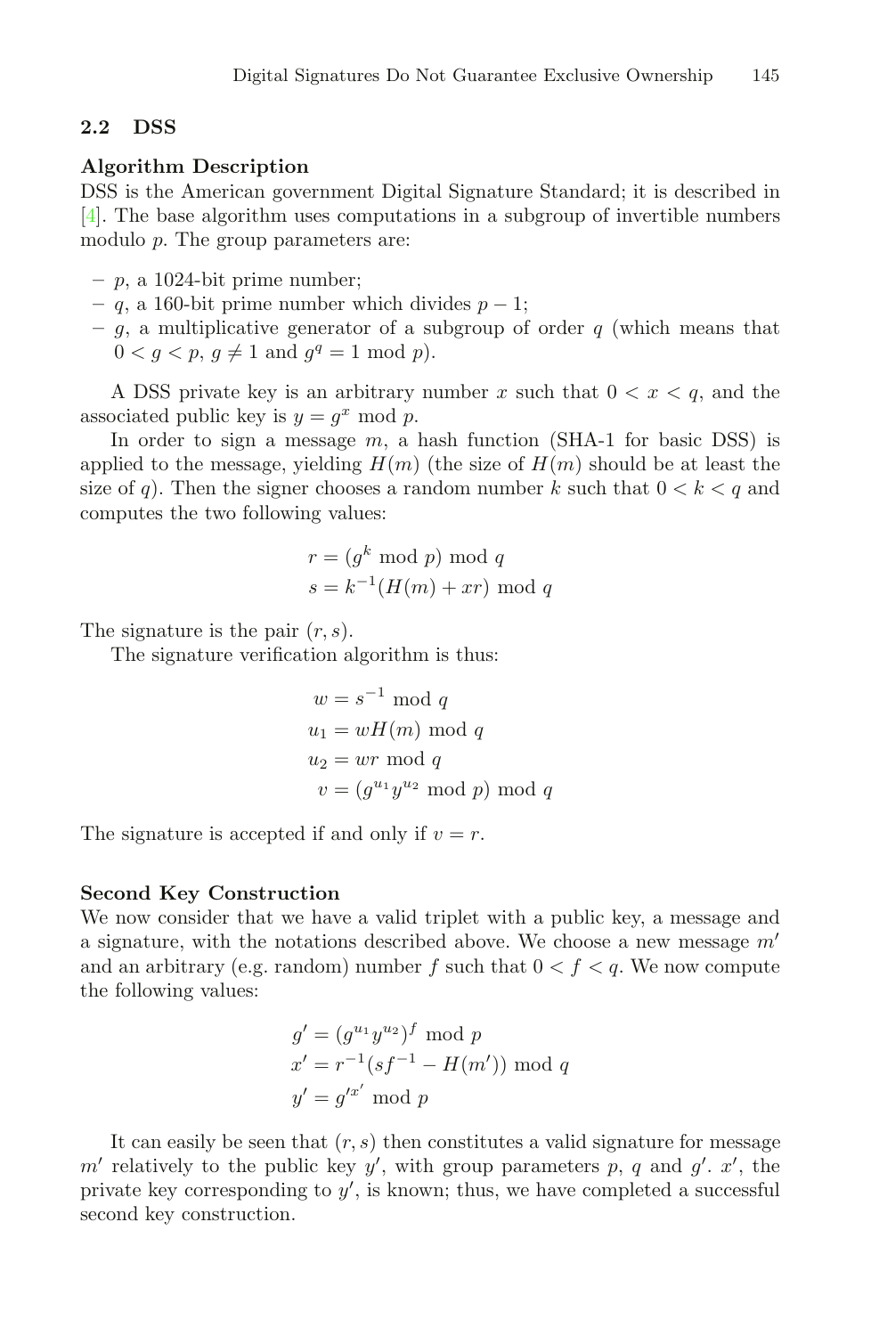### 2.2 DSS

**Algorithm Description**

DSS is the American government Digital Signature Standard; it is described in [4]. The base algorithm uses computations in a subgroup of invertible numbers modulo $p$. The group parameters are:

- $p$, a 1024-bit prime number;
- $q$, a 160-bit prime number which divides $p-1$;
- $g$, a multiplicative generator of a subgroup of order $q$ (which means that $0 < g < p$, $g \neq 1$ and $g^q = 1 \bmod p$).

A DSS private key is an arbitrary number $x$ such that $0 < x < q$, and the associated public key is $y = g^x \bmod p$.

In order to sign a message $m$, a hash function (SHA-1 for basic DSS) is applied to the message, yielding $H(m)$ (the size of $H(m)$ should be at least the size of $q$). Then the signer chooses a random number $k$ such that $0 < k < q$ and computes the two following values:

$$
\begin{aligned}
r &= (g^k \bmod p) \bmod q \\
s &= k^{-1}(H(m) + xr) \bmod q
\end{aligned}
$$

The signature is the pair $(r, s)$.

The signature verification algorithm is thus:

$$
\begin{aligned}
w &= s^{-1} \bmod q \\
u_1 &= wH(m) \bmod q \\
u_2 &= wr \bmod q \\
v &= (g^{u_1} y^{u_2} \bmod p) \bmod q
\end{aligned}
$$

The signature is accepted if and only if $v = r$.

**Second Key Construction**

We now consider that we have a valid triplet with a public key, a message and a signature, with the notations described above. We choose a new message $m'$ and an arbitrary (e.g. random) number $f$ such that $0 < f < q$. We now compute the following values:

$$
\begin{aligned}
g' &= (g^{u_1} y^{u_2})^f \bmod p \\
x' &= r^{-1}(sf^{-1} - H(m')) \bmod q \\
y' &= g'^{x'} \bmod p
\end{aligned}
$$

It can easily be seen that $(r, s)$ then constitutes a valid signature for message $m'$ relatively to the public key $y'$, with group parameters $p$, $q$ and $g'$. $x'$, the private key corresponding to $y'$, is known; thus, we have completed a successful second key construction.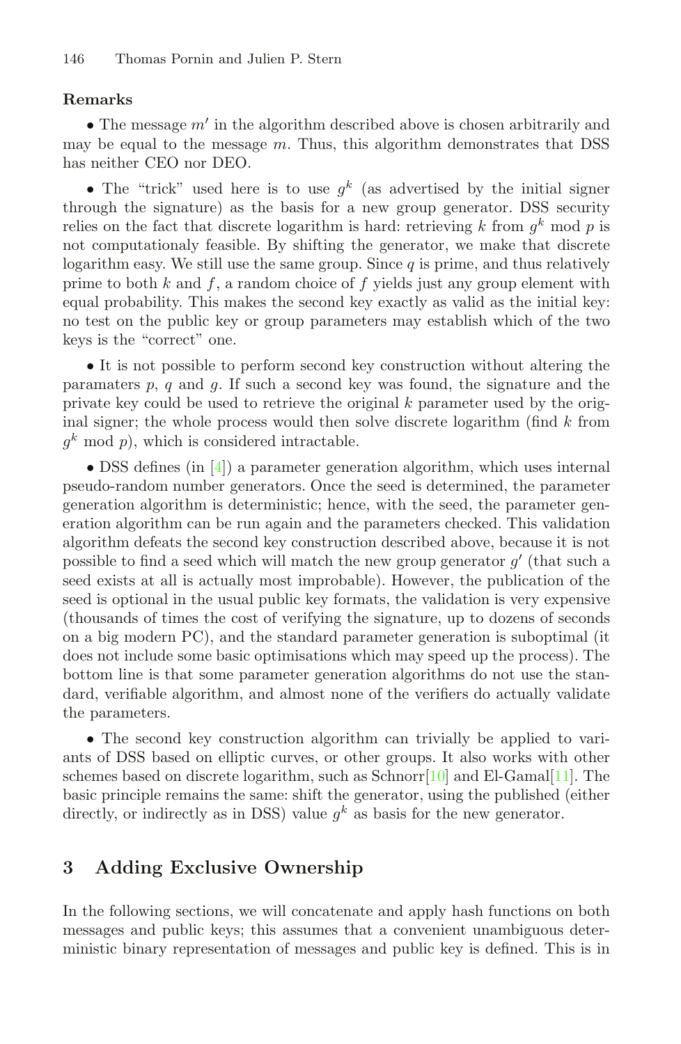**Remarks**

- The message $m'$ in the algorithm described above is chosen arbitrarily and may be equal to the message $m$. Thus, this algorithm demonstrates that DSS has neither CEO nor DEO.

- The "trick" used here is to use $g^k$ (as advertised by the initial signer through the signature) as the basis for a new group generator. DSS security relies on the fact that discrete logarithm is hard: retrieving $k$ from $g^k \bmod p$ is not computationaly feasible. By shifting the generator, we make that discrete logarithm easy. We still use the same group. Since $q$ is prime, and thus relatively prime to both $k$ and $f$, a random choice of $f$ yields just any group element with equal probability. This makes the second key exactly as valid as the initial key: no test on the public key or group parameters may establish which of the two keys is the "correct" one.

- It is not possible to perform second key construction without altering the paramaters $p$, $q$ and $g$. If such a second key was found, the signature and the private key could be used to retrieve the original $k$ parameter used by the original signer; the whole process would then solve discrete logarithm (find $k$ from $g^k \bmod p$), which is considered intractable.

- DSS defines (in [4]) a parameter generation algorithm, which uses internal pseudo-random number generators. Once the seed is determined, the parameter generation algorithm is deterministic; hence, with the seed, the parameter generation algorithm can be run again and the parameters checked. This validation algorithm defeats the second key construction described above, because it is not possible to find a seed which will match the new group generator $g'$ (that such a seed exists at all is actually most improbable). However, the publication of the seed is optional in the usual public key formats, the validation is very expensive (thousands of times the cost of verifying the signature, up to dozens of seconds on a big modern PC), and the standard parameter generation is suboptimal (it does not include some basic optimisations which may speed up the process). The bottom line is that some parameter generation algorithms do not use the standard, verifiable algorithm, and almost none of the verifiers do actually validate the parameters.

- The second key construction algorithm can trivially be applied to variants of DSS based on elliptic curves, or other groups. It also works with other schemes based on discrete logarithm, such as Schnorr[10] and El-Gamal[11]. The basic principle remains the same: shift the generator, using the published (either directly, or indirectly as in DSS) value $g^k$ as basis for the new generator.

## 3 Adding Exclusive Ownership

In the following sections, we will concatenate and apply hash functions on both messages and public keys; this assumes that a convenient unambiguous deterministic binary representation of messages and public key is defined. This is in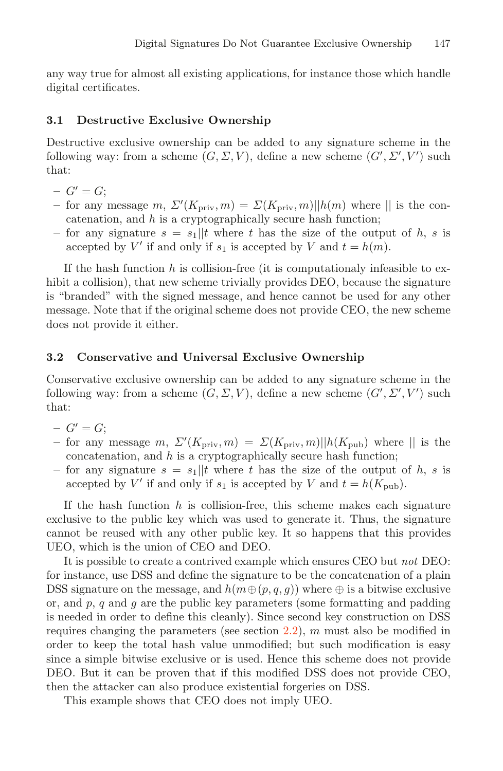any way true for almost all existing applications, for instance those which handle digital certificates.

### 3.1 Destructive Exclusive Ownership

Destructive exclusive ownership can be added to any signature scheme in the following way: from a scheme $(G, \Sigma, V)$, define a new scheme $(G', \Sigma', V')$ such that:

- $G' = G$;
- for any message $m$, $\Sigma'(K_{\text{priv}}, m) = \Sigma(K_{\text{priv}}, m)||h(m)$ where $||$ is the concatenation, and $h$ is a cryptographically secure hash function;
- for any signature $s = s_1||t$ where $t$ has the size of the output of $h$, $s$ is accepted by $V'$ if and only if $s_1$ is accepted by $V$ and $t = h(m)$.

If the hash function $h$ is collision-free (it is computationaly infeasible to exhibit a collision), that new scheme trivially provides DEO, because the signature is "branded" with the signed message, and hence cannot be used for any other message. Note that if the original scheme does not provide CEO, the new scheme does not provide it either.

### 3.2 Conservative and Universal Exclusive Ownership

Conservative exclusive ownership can be added to any signature scheme in the following way: from a scheme $(G, \Sigma, V)$, define a new scheme $(G', \Sigma', V')$ such that:

- $G' = G$;
- for any message $m$, $\Sigma'(K_{\text{priv}}, m) = \Sigma(K_{\text{priv}}, m)||h(K_{\text{pub}})$ where $||$ is the concatenation, and $h$ is a cryptographically secure hash function;
- for any signature $s = s_1||t$ where $t$ has the size of the output of $h$, $s$ is accepted by $V'$ if and only if $s_1$ is accepted by $V$ and $t = h(K_{\text{pub}})$.

If the hash function $h$ is collision-free, this scheme makes each signature exclusive to the public key which was used to generate it. Thus, the signature cannot be reused with any other public key. It so happens that this provides UEO, which is the union of CEO and DEO.

It is possible to create a contrived example which ensures CEO but *not* DEO: for instance, use DSS and define the signature to be the concatenation of a plain DSS signature on the message, and $h(m \oplus (p, q, g))$ where $\oplus$ is a bitwise exclusive or, and $p$, $q$ and $g$ are the public key parameters (some formatting and padding is needed in order to define this cleanly). Since second key construction on DSS requires changing the parameters (see section 2.2), $m$ must also be modified in order to keep the total hash value unmodified; but such modification is easy since a simple bitwise exclusive or is used. Hence this scheme does not provide DEO. But it can be proven that if this modified DSS does not provide CEO, then the attacker can also produce existential forgeries on DSS.

This example shows that CEO does not imply UEO.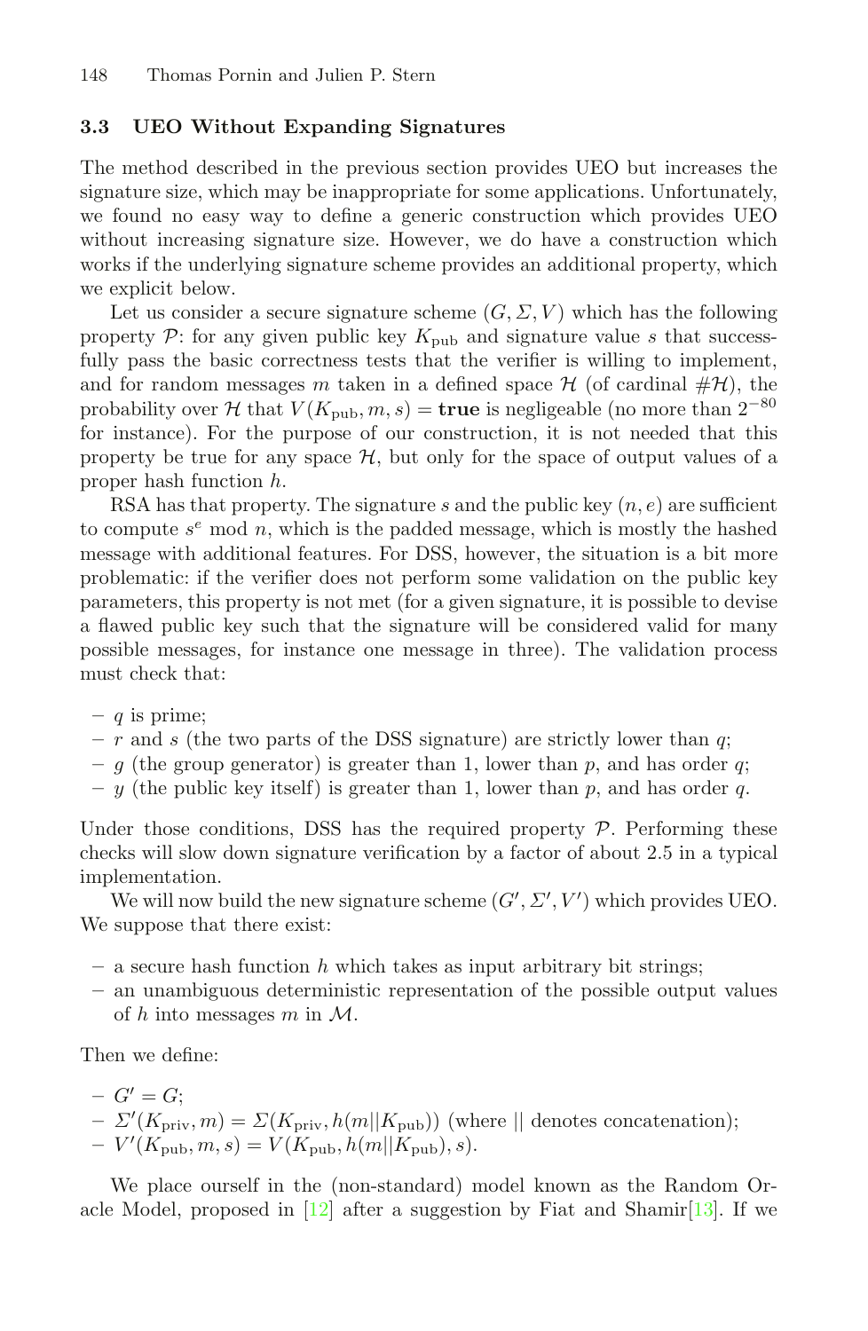### 3.3 UEO Without Expanding Signatures

The method described in the previous section provides UEO but increases the signature size, which may be inappropriate for some applications. Unfortunately, we found no easy way to define a generic construction which provides UEO without increasing signature size. However, we do have a construction which works if the underlying signature scheme provides an additional property, which we explicit below.

Let us consider a secure signature scheme $(G, \Sigma, V)$ which has the following property $\mathcal{P}$: for any given public key $K_{\mathrm{pub}}$ and signature value $s$ that successfully pass the basic correctness tests that the verifier is willing to implement, and for random messages $m$ taken in a defined space $\mathcal{H}$ (of cardinal $\#\mathcal{H}$), the probability over $\mathcal{H}$ that $V(K_{\mathrm{pub}}, m, s) = \mathbf{true}$ is negligeable (no more than $2^{-80}$ for instance). For the purpose of our construction, it is not needed that this property be true for any space $\mathcal{H}$, but only for the space of output values of a proper hash function $h$.

RSA has that property. The signature $s$ and the public key $(n, e)$ are sufficient to compute $s^e \bmod n$, which is the padded message, which is mostly the hashed message with additional features. For DSS, however, the situation is a bit more problematic: if the verifier does not perform some validation on the public key parameters, this property is not met (for a given signature, it is possible to devise a flawed public key such that the signature will be considered valid for many possible messages, for instance one message in three). The validation process must check that:

- $q$ is prime;
- $r$ and $s$ (the two parts of the DSS signature) are strictly lower than $q$;
- $g$ (the group generator) is greater than 1, lower than $p$, and has order $q$;
- $y$ (the public key itself) is greater than 1, lower than $p$, and has order $q$.

Under those conditions, DSS has the required property $\mathcal{P}$. Performing these checks will slow down signature verification by a factor of about 2.5 in a typical implementation.

We will now build the new signature scheme $(G', \Sigma', V')$ which provides UEO. We suppose that there exist:

- a secure hash function $h$ which takes as input arbitrary bit strings;
- an unambiguous deterministic representation of the possible output values of $h$ into messages $m$ in $\mathcal{M}$.

Then we define:

- $G' = G$;
- $\Sigma'(K_{\mathrm{priv}}, m) = \Sigma(K_{\mathrm{priv}}, h(m||K_{\mathrm{pub}}))$ (where $||$ denotes concatenation);
- $V'(K_{\mathrm{pub}}, m, s) = V(K_{\mathrm{pub}}, h(m||K_{\mathrm{pub}}), s)$.

We place ourself in the (non-standard) model known as the Random Oracle Model, proposed in [12] after a suggestion by Fiat and Shamir[13]. If we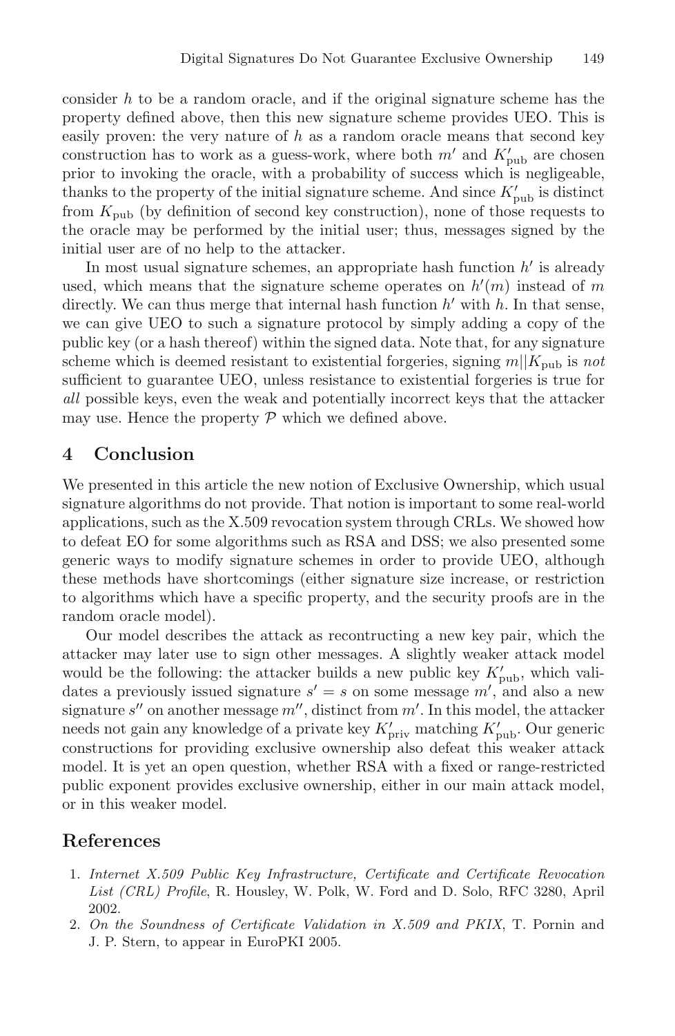consider $h$ to be a random oracle, and if the original signature scheme has the property defined above, then this new signature scheme provides UEO. This is easily proven: the very nature of $h$ as a random oracle means that second key construction has to work as a guess-work, where both $m'$ and $K'_{\mathrm{pub}}$ are chosen prior to invoking the oracle, with a probability of success which is negligeable, thanks to the property of the initial signature scheme. And since $K'_{\mathrm{pub}}$ is distinct from $K_{\mathrm{pub}}$ (by definition of second key construction), none of those requests to the oracle may be performed by the initial user; thus, messages signed by the initial user are of no help to the attacker.

In most usual signature schemes, an appropriate hash function $h'$ is already used, which means that the signature scheme operates on $h'(m)$ instead of $m$ directly. We can thus merge that internal hash function $h'$ with $h$. In that sense, we can give UEO to such a signature protocol by simply adding a copy of the public key (or a hash thereof) within the signed data. Note that, for any signature scheme which is deemed resistant to existential forgeries, signing $m||K_{\mathrm{pub}}$ is *not* sufficient to guarantee UEO, unless resistance to existential forgeries is true for *all* possible keys, even the weak and potentially incorrect keys that the attacker may use. Hence the property $\mathcal{P}$ which we defined above.

## 4 Conclusion

We presented in this article the new notion of Exclusive Ownership, which usual signature algorithms do not provide. That notion is important to some real-world applications, such as the X.509 revocation system through CRLs. We showed how to defeat EO for some algorithms such as RSA and DSS; we also presented some generic ways to modify signature schemes in order to provide UEO, although these methods have shortcomings (either signature size increase, or restriction to algorithms which have a specific property, and the security proofs are in the random oracle model).

Our model describes the attack as recontructing a new key pair, which the attacker may later use to sign other messages. A slightly weaker attack model would be the following: the attacker builds a new public key $K'_{\mathrm{pub}}$, which validates a previously issued signature $s' = s$ on some message $m'$, and also a new signature $s''$ on another message $m''$, distinct from $m'$. In this model, the attacker needs not gain any knowledge of a private key $K'_{\mathrm{priv}}$ matching $K'_{\mathrm{pub}}$. Our generic constructions for providing exclusive ownership also defeat this weaker attack model. It is yet an open question, whether RSA with a fixed or range-restricted public exponent provides exclusive ownership, either in our main attack model, or in this weaker model.

## References

1. *Internet X.509 Public Key Infrastructure, Certificate and Certificate Revocation List (CRL) Profile*, R. Housley, W. Polk, W. Ford and D. Solo, RFC 3280, April 2002.
2. *On the Soundness of Certificate Validation in X.509 and PKIX*, T. Pornin and J. P. Stern, to appear in EuroPKI 2005.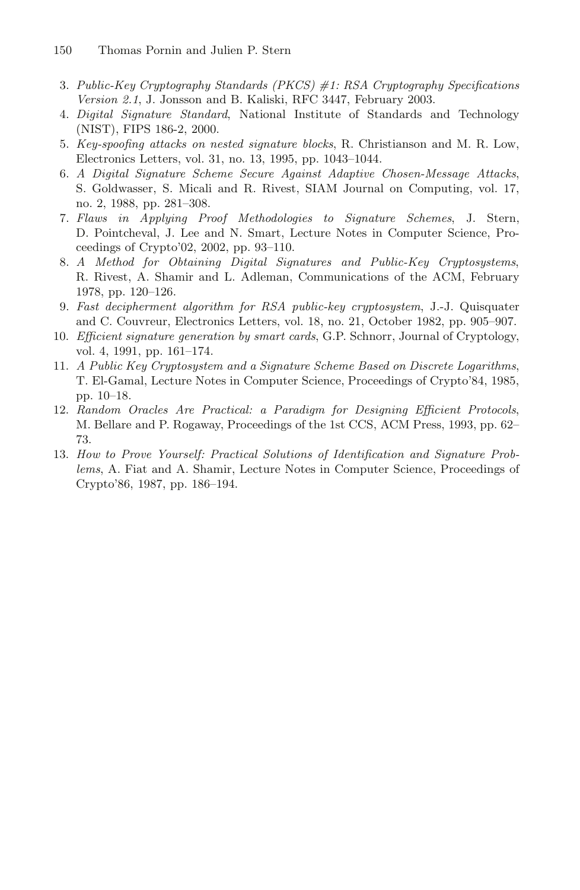3. *Public-Key Cryptography Standards (PKCS) #1: RSA Cryptography Specifications Version 2.1*, J. Jonsson and B. Kaliski, RFC 3447, February 2003.
4. *Digital Signature Standard*, National Institute of Standards and Technology (NIST), FIPS 186-2, 2000.
5. *Key-spoofing attacks on nested signature blocks*, R. Christianson and M. R. Low, Electronics Letters, vol. 31, no. 13, 1995, pp. 1043–1044.
6. *A Digital Signature Scheme Secure Against Adaptive Chosen-Message Attacks*, S. Goldwasser, S. Micali and R. Rivest, SIAM Journal on Computing, vol. 17, no. 2, 1988, pp. 281–308.
7. *Flaws in Applying Proof Methodologies to Signature Schemes*, J. Stern, D. Pointcheval, J. Lee and N. Smart, Lecture Notes in Computer Science, Proceedings of Crypto'02, 2002, pp. 93–110.
8. *A Method for Obtaining Digital Signatures and Public-Key Cryptosystems*, R. Rivest, A. Shamir and L. Adleman, Communications of the ACM, February 1978, pp. 120–126.
9. *Fast decipherment algorithm for RSA public-key cryptosystem*, J.-J. Quisquater and C. Couvreur, Electronics Letters, vol. 18, no. 21, October 1982, pp. 905–907.
10. *Efficient signature generation by smart cards*, G.P. Schnorr, Journal of Cryptology, vol. 4, 1991, pp. 161–174.
11. *A Public Key Cryptosystem and a Signature Scheme Based on Discrete Logarithms*, T. El-Gamal, Lecture Notes in Computer Science, Proceedings of Crypto'84, 1985, pp. 10–18.
12. *Random Oracles Are Practical: a Paradigm for Designing Efficient Protocols*, M. Bellare and P. Rogaway, Proceedings of the 1st CCS, ACM Press, 1993, pp. 62–73.
13. *How to Prove Yourself: Practical Solutions of Identification and Signature Problems*, A. Fiat and A. Shamir, Lecture Notes in Computer Science, Proceedings of Crypto'86, 1987, pp. 186–194.